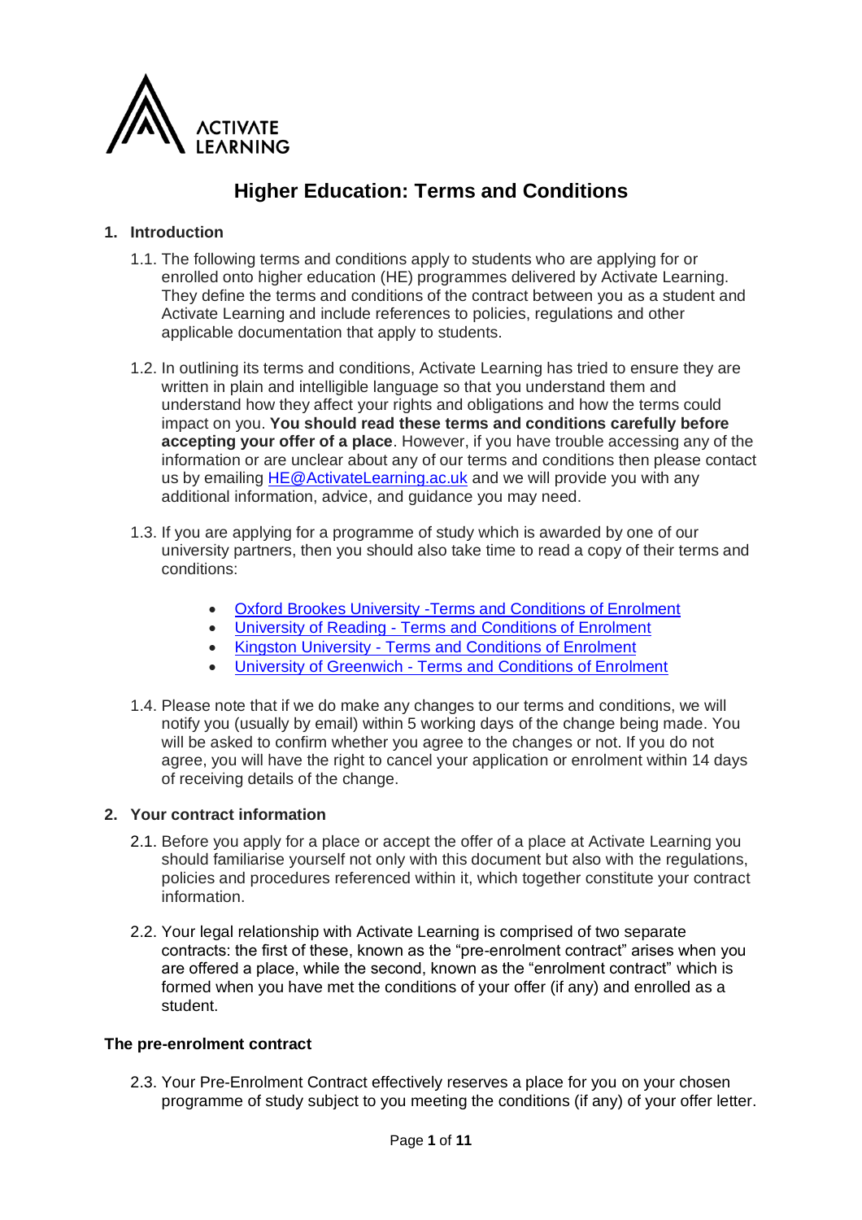# Higher Education: Terms and Conditions

## 1. Introduction

1.1. The following terms and conditions apply to students who are applying for or enrolled onto higher education (HE) programmes delivered by Activate Learning. They define the terms and conditions of the contract between you as a student and Activate Learning and include references to policies, regulations and other applicable documentation that apply to students.

1.2. In outlining its terms and conditions, Activate Learning has tried to ensure they are written in plain and intelligible language so that you understand them and understand how they affect your rights and obligations and how the terms could impact on you. **You should read these terms and conditions carefully before accepting your offer of a place**. However, if you have trouble accessing any of the information or are unclear about any of our terms and conditions then please contact us by emailing HE@ActivateLearning.ac.uk and we will provide you with any additional information, advice, and guidance you may need.

1.3. If you are applying for a programme of study which is awarded by one of our university partners, then you should also take time to read a copy of their terms and conditions:

- Oxford Brookes University -Terms and Conditions of Enrolment
- University of Reading - Terms and Conditions of Enrolment
- Kingston University - Terms and Conditions of Enrolment
- University of Greenwich - Terms and Conditions of Enrolment

1.4. Please note that if we do make any changes to our terms and conditions, we will notify you (usually by email) within 5 working days of the change being made. You will be asked to confirm whether you agree to the changes or not. If you do not agree, you will have the right to cancel your application or enrolment within 14 days of receiving details of the change.

## 2. Your contract information

2.1. Before you apply for a place or accept the offer of a place at Activate Learning you should familiarise yourself not only with this document but also with the regulations, policies and procedures referenced within it, which together constitute your contract information.

2.2. Your legal relationship with Activate Learning is comprised of two separate contracts: the first of these, known as the "pre-enrolment contract" arises when you are offered a place, while the second, known as the "enrolment contract" which is formed when you have met the conditions of your offer (if any) and enrolled as a student.

### The pre-enrolment contract

2.3. Your Pre-Enrolment Contract effectively reserves a place for you on your chosen programme of study subject to you meeting the conditions (if any) of your offer letter.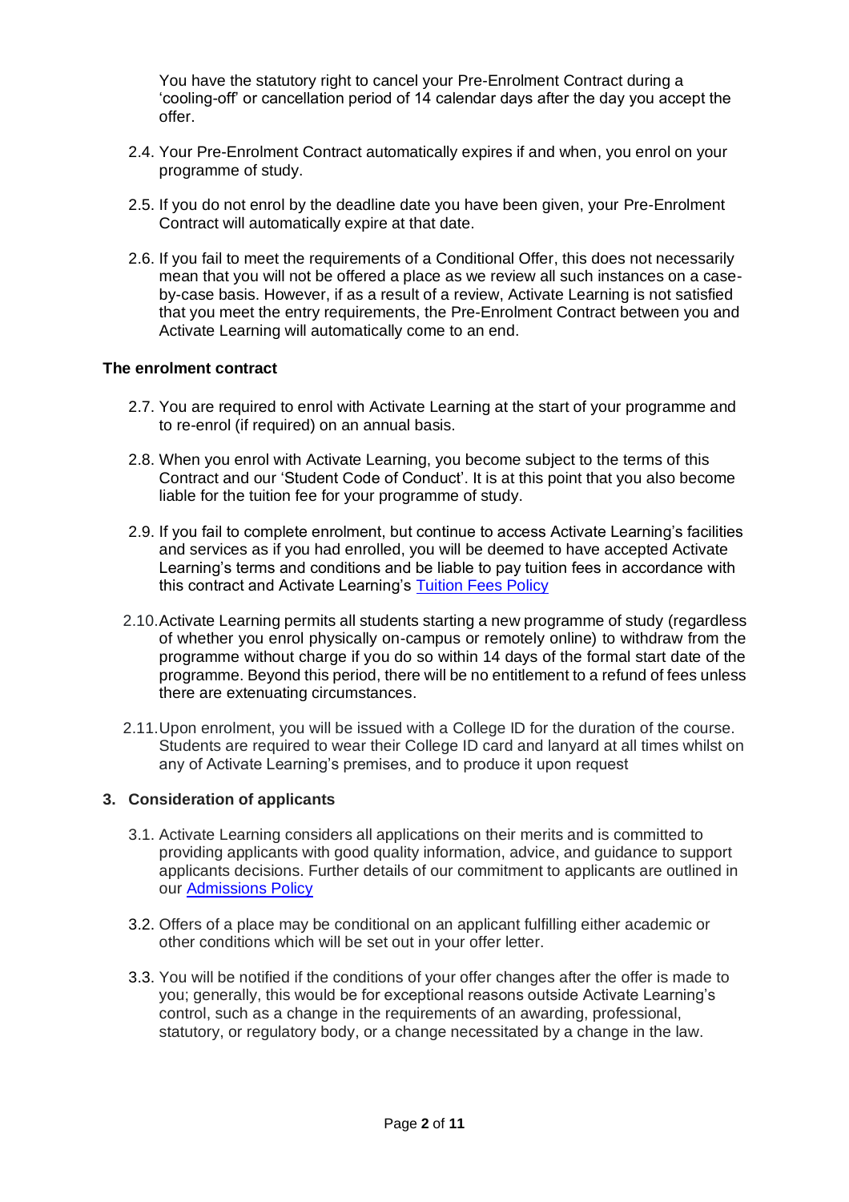You have the statutory right to cancel your Pre-Enrolment Contract during a 'cooling-off' or cancellation period of 14 calendar days after the day you accept the offer.

2.4. Your Pre-Enrolment Contract automatically expires if and when, you enrol on your programme of study.

2.5. If you do not enrol by the deadline date you have been given, your Pre-Enrolment Contract will automatically expire at that date.

2.6. If you fail to meet the requirements of a Conditional Offer, this does not necessarily mean that you will not be offered a place as we review all such instances on a case-by-case basis. However, if as a result of a review, Activate Learning is not satisfied that you meet the entry requirements, the Pre-Enrolment Contract between you and Activate Learning will automatically come to an end.

**The enrolment contract**

2.7. You are required to enrol with Activate Learning at the start of your programme and to re-enrol (if required) on an annual basis.

2.8. When you enrol with Activate Learning, you become subject to the terms of this Contract and our 'Student Code of Conduct'. It is at this point that you also become liable for the tuition fee for your programme of study.

2.9. If you fail to complete enrolment, but continue to access Activate Learning's facilities and services as if you had enrolled, you will be deemed to have accepted Activate Learning's terms and conditions and be liable to pay tuition fees in accordance with this contract and Activate Learning's Tuition Fees Policy

2.10. Activate Learning permits all students starting a new programme of study (regardless of whether you enrol physically on-campus or remotely online) to withdraw from the programme without charge if you do so within 14 days of the formal start date of the programme. Beyond this period, there will be no entitlement to a refund of fees unless there are extenuating circumstances.

2.11. Upon enrolment, you will be issued with a College ID for the duration of the course. Students are required to wear their College ID card and lanyard at all times whilst on any of Activate Learning's premises, and to produce it upon request

## 3. Consideration of applicants

3.1. Activate Learning considers all applications on their merits and is committed to providing applicants with good quality information, advice, and guidance to support applicants decisions. Further details of our commitment to applicants are outlined in our Admissions Policy

3.2. Offers of a place may be conditional on an applicant fulfilling either academic or other conditions which will be set out in your offer letter.

3.3. You will be notified if the conditions of your offer changes after the offer is made to you; generally, this would be for exceptional reasons outside Activate Learning's control, such as a change in the requirements of an awarding, professional, statutory, or regulatory body, or a change necessitated by a change in the law.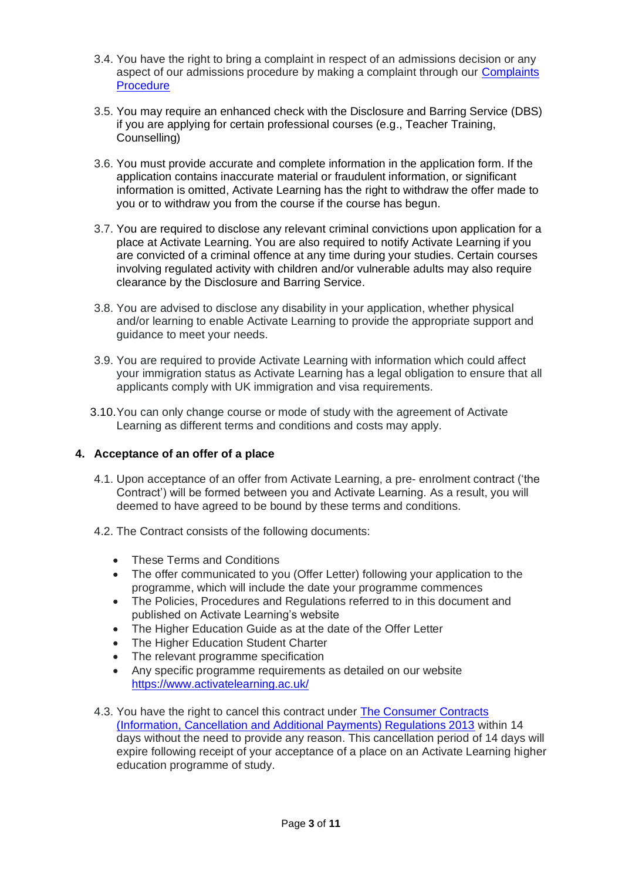3.4. You have the right to bring a complaint in respect of an admissions decision or any aspect of our admissions procedure by making a complaint through our [Complaints Procedure]

3.5. You may require an enhanced check with the Disclosure and Barring Service (DBS) if you are applying for certain professional courses (e.g., Teacher Training, Counselling)

3.6. You must provide accurate and complete information in the application form. If the application contains inaccurate material or fraudulent information, or significant information is omitted, Activate Learning has the right to withdraw the offer made to you or to withdraw you from the course if the course has begun.

3.7. You are required to disclose any relevant criminal convictions upon application for a place at Activate Learning. You are also required to notify Activate Learning if you are convicted of a criminal offence at any time during your studies. Certain courses involving regulated activity with children and/or vulnerable adults may also require clearance by the Disclosure and Barring Service.

3.8. You are advised to disclose any disability in your application, whether physical and/or learning to enable Activate Learning to provide the appropriate support and guidance to meet your needs.

3.9. You are required to provide Activate Learning with information which could affect your immigration status as Activate Learning has a legal obligation to ensure that all applicants comply with UK immigration and visa requirements.

3.10. You can only change course or mode of study with the agreement of Activate Learning as different terms and conditions and costs may apply.

## 4. Acceptance of an offer of a place

4.1. Upon acceptance of an offer from Activate Learning, a pre- enrolment contract ('the Contract') will be formed between you and Activate Learning. As a result, you will deemed to have agreed to be bound by these terms and conditions.

4.2. The Contract consists of the following documents:

- These Terms and Conditions
- The offer communicated to you (Offer Letter) following your application to the programme, which will include the date your programme commences
- The Policies, Procedures and Regulations referred to in this document and published on Activate Learning's website
- The Higher Education Guide as at the date of the Offer Letter
- The Higher Education Student Charter
- The relevant programme specification
- Any specific programme requirements as detailed on our website https://www.activatelearning.ac.uk/

4.3. You have the right to cancel this contract under [The Consumer Contracts (Information, Cancellation and Additional Payments) Regulations 2013] within 14 days without the need to provide any reason. This cancellation period of 14 days will expire following receipt of your acceptance of a place on an Activate Learning higher education programme of study.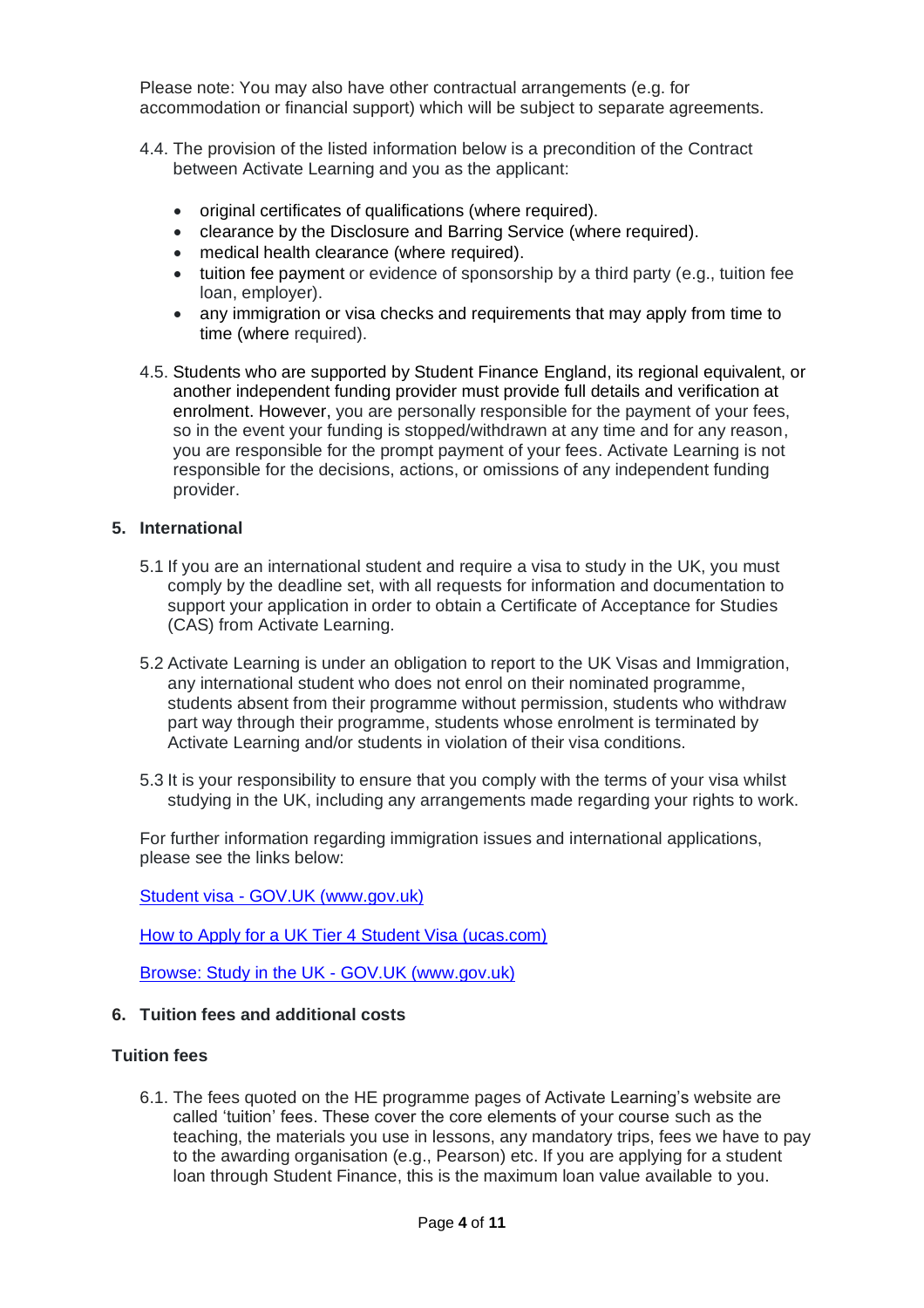Please note: You may also have other contractual arrangements (e.g. for accommodation or financial support) which will be subject to separate agreements.

4.4. The provision of the listed information below is a precondition of the Contract between Activate Learning and you as the applicant:

- original certificates of qualifications (where required).
- clearance by the Disclosure and Barring Service (where required).
- medical health clearance (where required).
- tuition fee payment or evidence of sponsorship by a third party (e.g., tuition fee loan, employer).
- any immigration or visa checks and requirements that may apply from time to time (where required).

4.5. Students who are supported by Student Finance England, its regional equivalent, or another independent funding provider must provide full details and verification at enrolment. However, you are personally responsible for the payment of your fees, so in the event your funding is stopped/withdrawn at any time and for any reason, you are responsible for the prompt payment of your fees. Activate Learning is not responsible for the decisions, actions, or omissions of any independent funding provider.

## 5. International

5.1 If you are an international student and require a visa to study in the UK, you must comply by the deadline set, with all requests for information and documentation to support your application in order to obtain a Certificate of Acceptance for Studies (CAS) from Activate Learning.

5.2 Activate Learning is under an obligation to report to the UK Visas and Immigration, any international student who does not enrol on their nominated programme, students absent from their programme without permission, students who withdraw part way through their programme, students whose enrolment is terminated by Activate Learning and/or students in violation of their visa conditions.

5.3 It is your responsibility to ensure that you comply with the terms of your visa whilst studying in the UK, including any arrangements made regarding your rights to work.

For further information regarding immigration issues and international applications, please see the links below:

[Student visa - GOV.UK (www.gov.uk)]

[How to Apply for a UK Tier 4 Student Visa (ucas.com)]

[Browse: Study in the UK - GOV.UK (www.gov.uk)]

## 6. Tuition fees and additional costs

### Tuition fees

6.1. The fees quoted on the HE programme pages of Activate Learning's website are called 'tuition' fees. These cover the core elements of your course such as the teaching, the materials you use in lessons, any mandatory trips, fees we have to pay to the awarding organisation (e.g., Pearson) etc. If you are applying for a student loan through Student Finance, this is the maximum loan value available to you.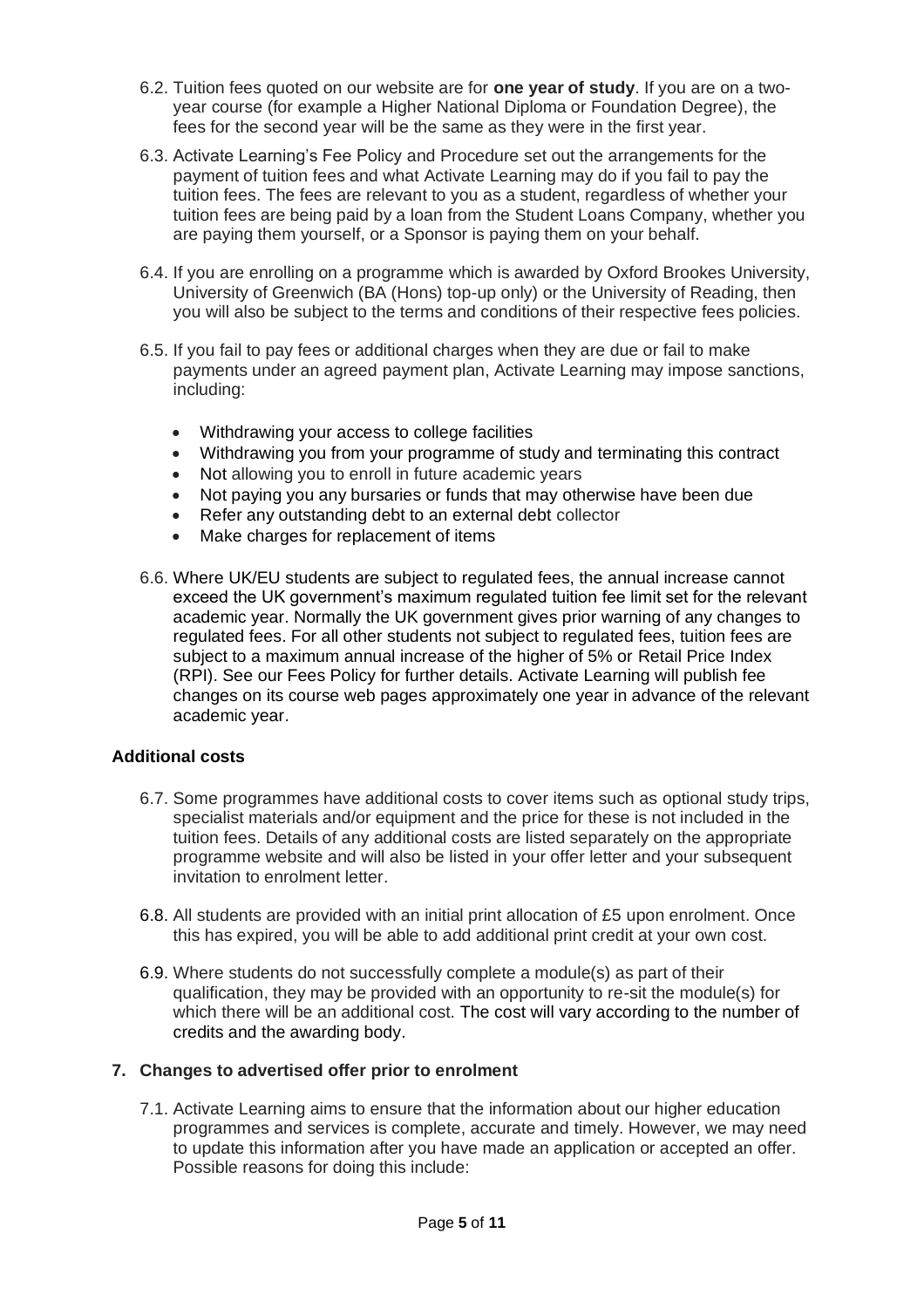6.2. Tuition fees quoted on our website are for **one year of study**. If you are on a two-year course (for example a Higher National Diploma or Foundation Degree), the fees for the second year will be the same as they were in the first year.

6.3. Activate Learning's Fee Policy and Procedure set out the arrangements for the payment of tuition fees and what Activate Learning may do if you fail to pay the tuition fees. The fees are relevant to you as a student, regardless of whether your tuition fees are being paid by a loan from the Student Loans Company, whether you are paying them yourself, or a Sponsor is paying them on your behalf.

6.4. If you are enrolling on a programme which is awarded by Oxford Brookes University, University of Greenwich (BA (Hons) top-up only) or the University of Reading, then you will also be subject to the terms and conditions of their respective fees policies.

6.5. If you fail to pay fees or additional charges when they are due or fail to make payments under an agreed payment plan, Activate Learning may impose sanctions, including:

- Withdrawing your access to college facilities
- Withdrawing you from your programme of study and terminating this contract
- Not allowing you to enroll in future academic years
- Not paying you any bursaries or funds that may otherwise have been due
- Refer any outstanding debt to an external debt collector
- Make charges for replacement of items

6.6. Where UK/EU students are subject to regulated fees, the annual increase cannot exceed the UK government's maximum regulated tuition fee limit set for the relevant academic year. Normally the UK government gives prior warning of any changes to regulated fees. For all other students not subject to regulated fees, tuition fees are subject to a maximum annual increase of the higher of 5% or Retail Price Index (RPI). See our Fees Policy for further details. Activate Learning will publish fee changes on its course web pages approximately one year in advance of the relevant academic year.

### Additional costs

6.7. Some programmes have additional costs to cover items such as optional study trips, specialist materials and/or equipment and the price for these is not included in the tuition fees. Details of any additional costs are listed separately on the appropriate programme website and will also be listed in your offer letter and your subsequent invitation to enrolment letter.

6.8. All students are provided with an initial print allocation of £5 upon enrolment. Once this has expired, you will be able to add additional print credit at your own cost.

6.9. Where students do not successfully complete a module(s) as part of their qualification, they may be provided with an opportunity to re-sit the module(s) for which there will be an additional cost. The cost will vary according to the number of credits and the awarding body.

## 7. Changes to advertised offer prior to enrolment

7.1. Activate Learning aims to ensure that the information about our higher education programmes and services is complete, accurate and timely. However, we may need to update this information after you have made an application or accepted an offer. Possible reasons for doing this include: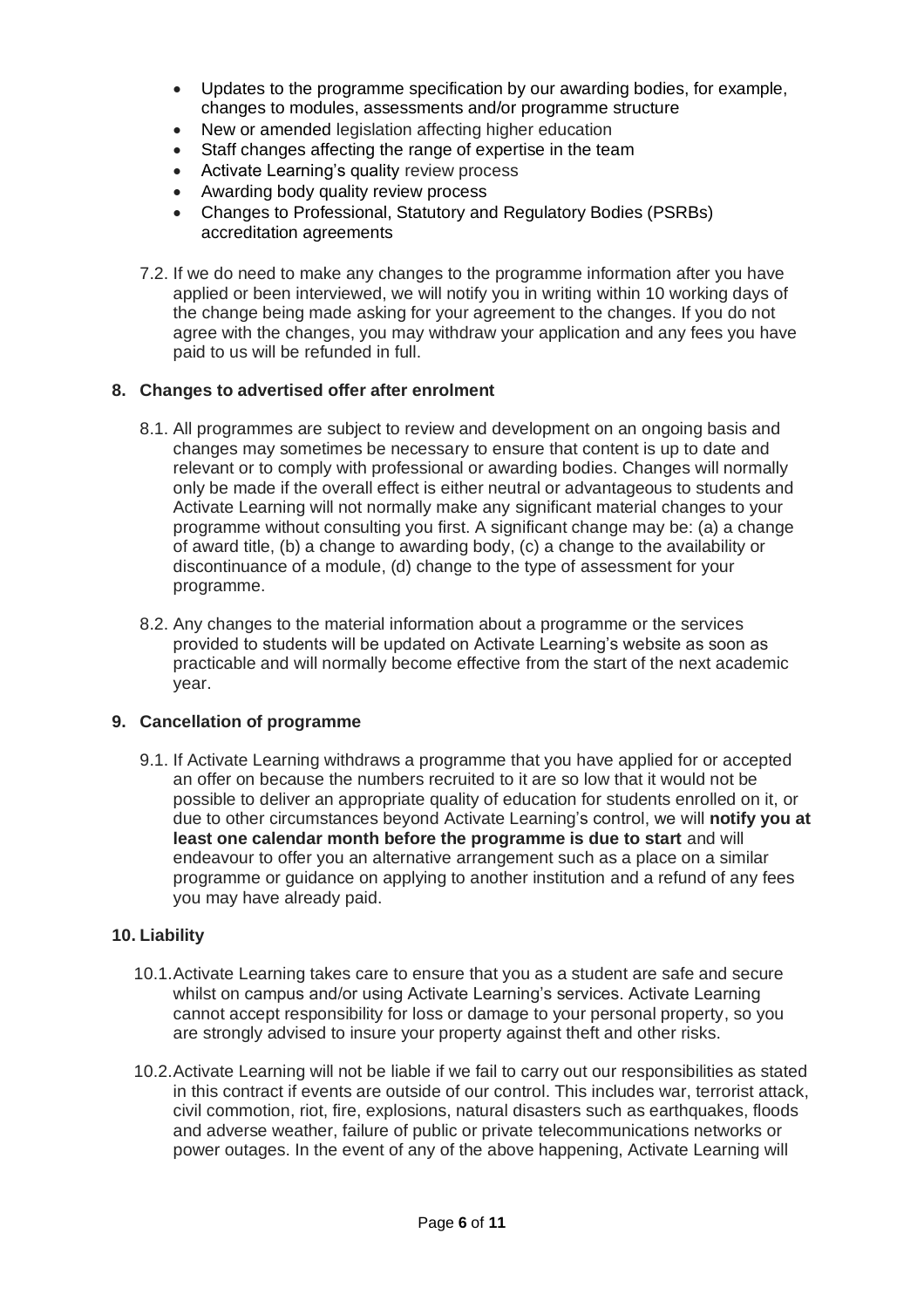- Updates to the programme specification by our awarding bodies, for example, changes to modules, assessments and/or programme structure
- New or amended legislation affecting higher education
- Staff changes affecting the range of expertise in the team
- Activate Learning's quality review process
- Awarding body quality review process
- Changes to Professional, Statutory and Regulatory Bodies (PSRBs) accreditation agreements

7.2. If we do need to make any changes to the programme information after you have applied or been interviewed, we will notify you in writing within 10 working days of the change being made asking for your agreement to the changes. If you do not agree with the changes, you may withdraw your application and any fees you have paid to us will be refunded in full.

## 8. Changes to advertised offer after enrolment

8.1. All programmes are subject to review and development on an ongoing basis and changes may sometimes be necessary to ensure that content is up to date and relevant or to comply with professional or awarding bodies. Changes will normally only be made if the overall effect is either neutral or advantageous to students and Activate Learning will not normally make any significant material changes to your programme without consulting you first. A significant change may be: (a) a change of award title, (b) a change to awarding body, (c) a change to the availability or discontinuance of a module, (d) change to the type of assessment for your programme.

8.2. Any changes to the material information about a programme or the services provided to students will be updated on Activate Learning's website as soon as practicable and will normally become effective from the start of the next academic year.

## 9. Cancellation of programme

9.1. If Activate Learning withdraws a programme that you have applied for or accepted an offer on because the numbers recruited to it are so low that it would not be possible to deliver an appropriate quality of education for students enrolled on it, or due to other circumstances beyond Activate Learning's control, we will **notify you at least one calendar month before the programme is due to start** and will endeavour to offer you an alternative arrangement such as a place on a similar programme or guidance on applying to another institution and a refund of any fees you may have already paid.

## 10. Liability

10.1. Activate Learning takes care to ensure that you as a student are safe and secure whilst on campus and/or using Activate Learning's services. Activate Learning cannot accept responsibility for loss or damage to your personal property, so you are strongly advised to insure your property against theft and other risks.

10.2. Activate Learning will not be liable if we fail to carry out our responsibilities as stated in this contract if events are outside of our control. This includes war, terrorist attack, civil commotion, riot, fire, explosions, natural disasters such as earthquakes, floods and adverse weather, failure of public or private telecommunications networks or power outages. In the event of any of the above happening, Activate Learning will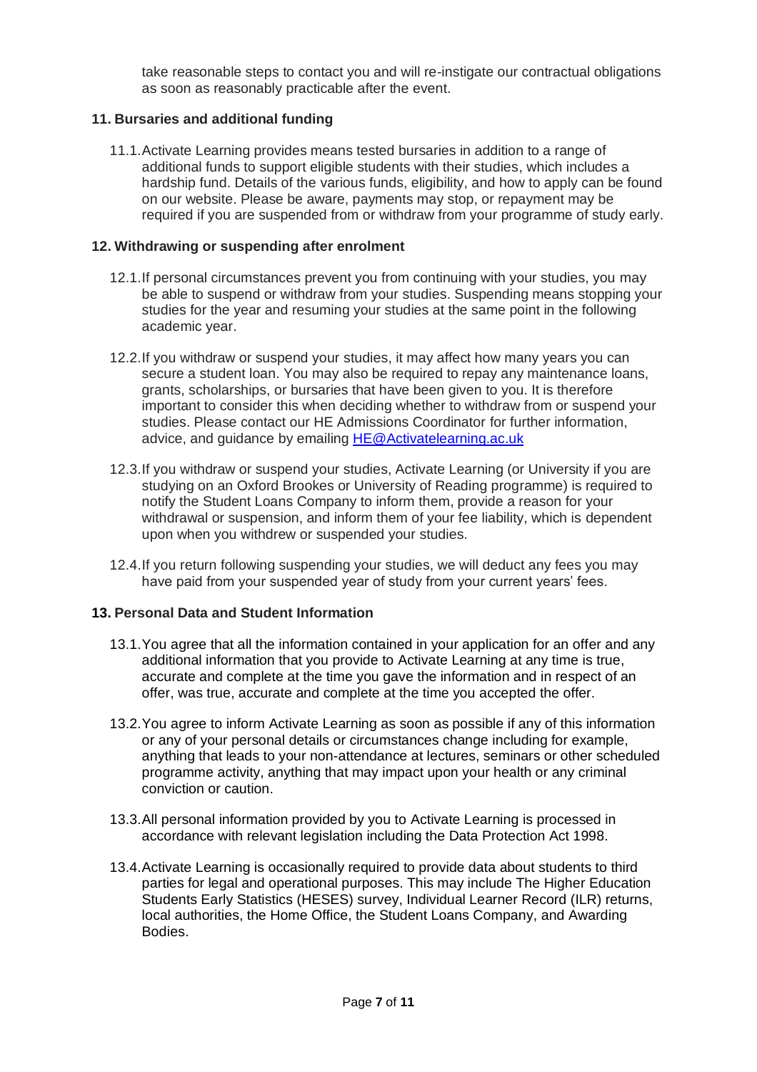take reasonable steps to contact you and will re-instigate our contractual obligations as soon as reasonably practicable after the event.

## 11. Bursaries and additional funding

11.1. Activate Learning provides means tested bursaries in addition to a range of additional funds to support eligible students with their studies, which includes a hardship fund. Details of the various funds, eligibility, and how to apply can be found on our website. Please be aware, payments may stop, or repayment may be required if you are suspended from or withdraw from your programme of study early.

## 12. Withdrawing or suspending after enrolment

12.1. If personal circumstances prevent you from continuing with your studies, you may be able to suspend or withdraw from your studies. Suspending means stopping your studies for the year and resuming your studies at the same point in the following academic year.

12.2. If you withdraw or suspend your studies, it may affect how many years you can secure a student loan. You may also be required to repay any maintenance loans, grants, scholarships, or bursaries that have been given to you. It is therefore important to consider this when deciding whether to withdraw from or suspend your studies. Please contact our HE Admissions Coordinator for further information, advice, and guidance by emailing HE@Activatelearning.ac.uk

12.3. If you withdraw or suspend your studies, Activate Learning (or University if you are studying on an Oxford Brookes or University of Reading programme) is required to notify the Student Loans Company to inform them, provide a reason for your withdrawal or suspension, and inform them of your fee liability, which is dependent upon when you withdrew or suspended your studies.

12.4. If you return following suspending your studies, we will deduct any fees you may have paid from your suspended year of study from your current years' fees.

## 13. Personal Data and Student Information

13.1. You agree that all the information contained in your application for an offer and any additional information that you provide to Activate Learning at any time is true, accurate and complete at the time you gave the information and in respect of an offer, was true, accurate and complete at the time you accepted the offer.

13.2. You agree to inform Activate Learning as soon as possible if any of this information or any of your personal details or circumstances change including for example, anything that leads to your non-attendance at lectures, seminars or other scheduled programme activity, anything that may impact upon your health or any criminal conviction or caution.

13.3. All personal information provided by you to Activate Learning is processed in accordance with relevant legislation including the Data Protection Act 1998.

13.4. Activate Learning is occasionally required to provide data about students to third parties for legal and operational purposes. This may include The Higher Education Students Early Statistics (HESES) survey, Individual Learner Record (ILR) returns, local authorities, the Home Office, the Student Loans Company, and Awarding Bodies.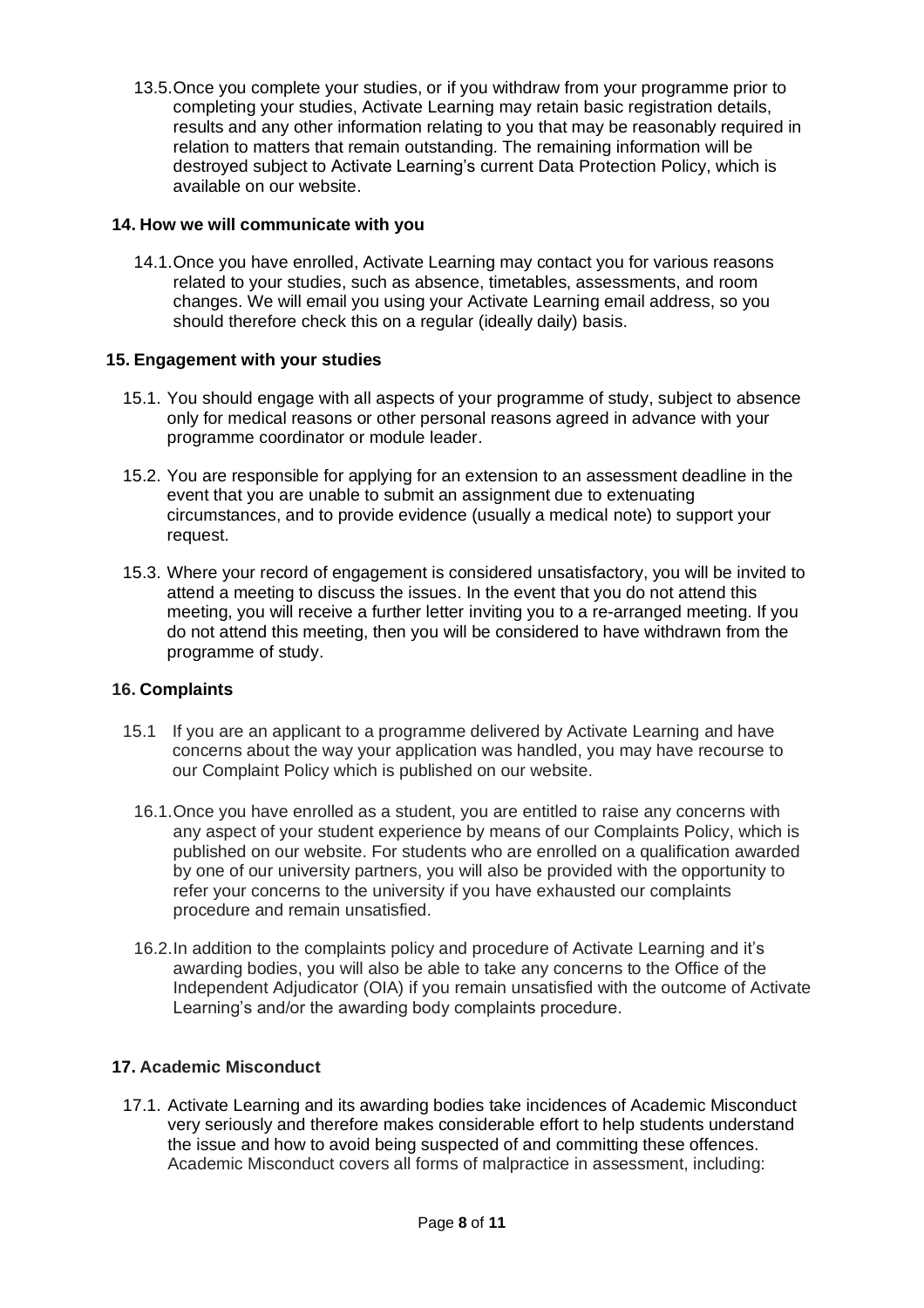13.5. Once you complete your studies, or if you withdraw from your programme prior to completing your studies, Activate Learning may retain basic registration details, results and any other information relating to you that may be reasonably required in relation to matters that remain outstanding. The remaining information will be destroyed subject to Activate Learning's current Data Protection Policy, which is available on our website.

## 14. How we will communicate with you

14.1. Once you have enrolled, Activate Learning may contact you for various reasons related to your studies, such as absence, timetables, assessments, and room changes. We will email you using your Activate Learning email address, so you should therefore check this on a regular (ideally daily) basis.

## 15. Engagement with your studies

15.1. You should engage with all aspects of your programme of study, subject to absence only for medical reasons or other personal reasons agreed in advance with your programme coordinator or module leader.

15.2. You are responsible for applying for an extension to an assessment deadline in the event that you are unable to submit an assignment due to extenuating circumstances, and to provide evidence (usually a medical note) to support your request.

15.3. Where your record of engagement is considered unsatisfactory, you will be invited to attend a meeting to discuss the issues. In the event that you do not attend this meeting, you will receive a further letter inviting you to a re-arranged meeting. If you do not attend this meeting, then you will be considered to have withdrawn from the programme of study.

## 16. Complaints

15.1 If you are an applicant to a programme delivered by Activate Learning and have concerns about the way your application was handled, you may have recourse to our Complaint Policy which is published on our website.

16.1. Once you have enrolled as a student, you are entitled to raise any concerns with any aspect of your student experience by means of our Complaints Policy, which is published on our website. For students who are enrolled on a qualification awarded by one of our university partners, you will also be provided with the opportunity to refer your concerns to the university if you have exhausted our complaints procedure and remain unsatisfied.

16.2. In addition to the complaints policy and procedure of Activate Learning and it's awarding bodies, you will also be able to take any concerns to the Office of the Independent Adjudicator (OIA) if you remain unsatisfied with the outcome of Activate Learning's and/or the awarding body complaints procedure.

## 17. Academic Misconduct

17.1. Activate Learning and its awarding bodies take incidences of Academic Misconduct very seriously and therefore makes considerable effort to help students understand the issue and how to avoid being suspected of and committing these offences. Academic Misconduct covers all forms of malpractice in assessment, including: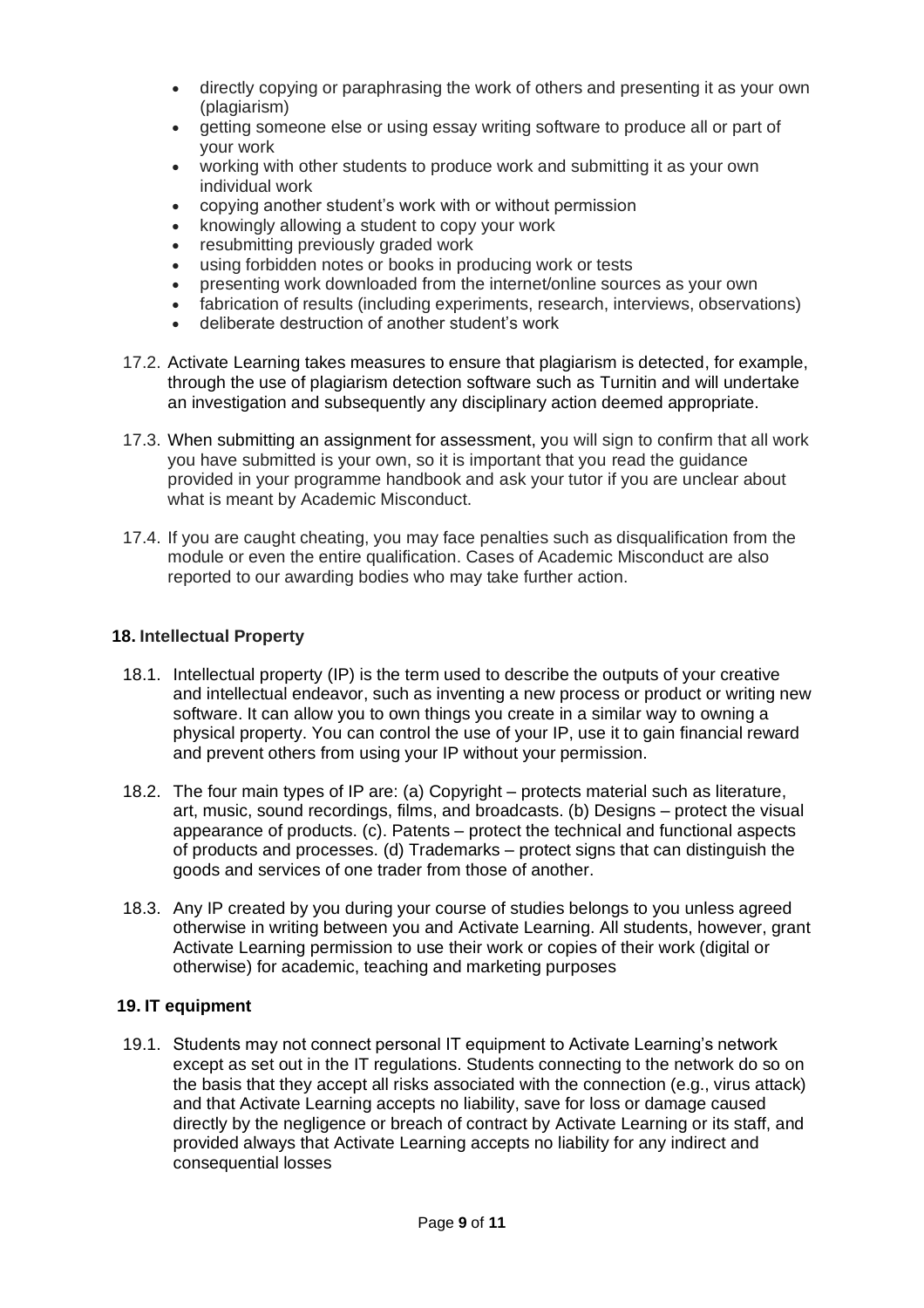- directly copying or paraphrasing the work of others and presenting it as your own (plagiarism)
- getting someone else or using essay writing software to produce all or part of your work
- working with other students to produce work and submitting it as your own individual work
- copying another student's work with or without permission
- knowingly allowing a student to copy your work
- resubmitting previously graded work
- using forbidden notes or books in producing work or tests
- presenting work downloaded from the internet/online sources as your own
- fabrication of results (including experiments, research, interviews, observations)
- deliberate destruction of another student's work

17.2. Activate Learning takes measures to ensure that plagiarism is detected, for example, through the use of plagiarism detection software such as Turnitin and will undertake an investigation and subsequently any disciplinary action deemed appropriate.

17.3. When submitting an assignment for assessment, you will sign to confirm that all work you have submitted is your own, so it is important that you read the guidance provided in your programme handbook and ask your tutor if you are unclear about what is meant by Academic Misconduct.

17.4. If you are caught cheating, you may face penalties such as disqualification from the module or even the entire qualification. Cases of Academic Misconduct are also reported to our awarding bodies who may take further action.

## 18. Intellectual Property

18.1. Intellectual property (IP) is the term used to describe the outputs of your creative and intellectual endeavor, such as inventing a new process or product or writing new software. It can allow you to own things you create in a similar way to owning a physical property. You can control the use of your IP, use it to gain financial reward and prevent others from using your IP without your permission.

18.2. The four main types of IP are: (a) Copyright – protects material such as literature, art, music, sound recordings, films, and broadcasts. (b) Designs – protect the visual appearance of products. (c). Patents – protect the technical and functional aspects of products and processes. (d) Trademarks – protect signs that can distinguish the goods and services of one trader from those of another.

18.3. Any IP created by you during your course of studies belongs to you unless agreed otherwise in writing between you and Activate Learning. All students, however, grant Activate Learning permission to use their work or copies of their work (digital or otherwise) for academic, teaching and marketing purposes

## 19. IT equipment

19.1. Students may not connect personal IT equipment to Activate Learning's network except as set out in the IT regulations. Students connecting to the network do so on the basis that they accept all risks associated with the connection (e.g., virus attack) and that Activate Learning accepts no liability, save for loss or damage caused directly by the negligence or breach of contract by Activate Learning or its staff, and provided always that Activate Learning accepts no liability for any indirect and consequential losses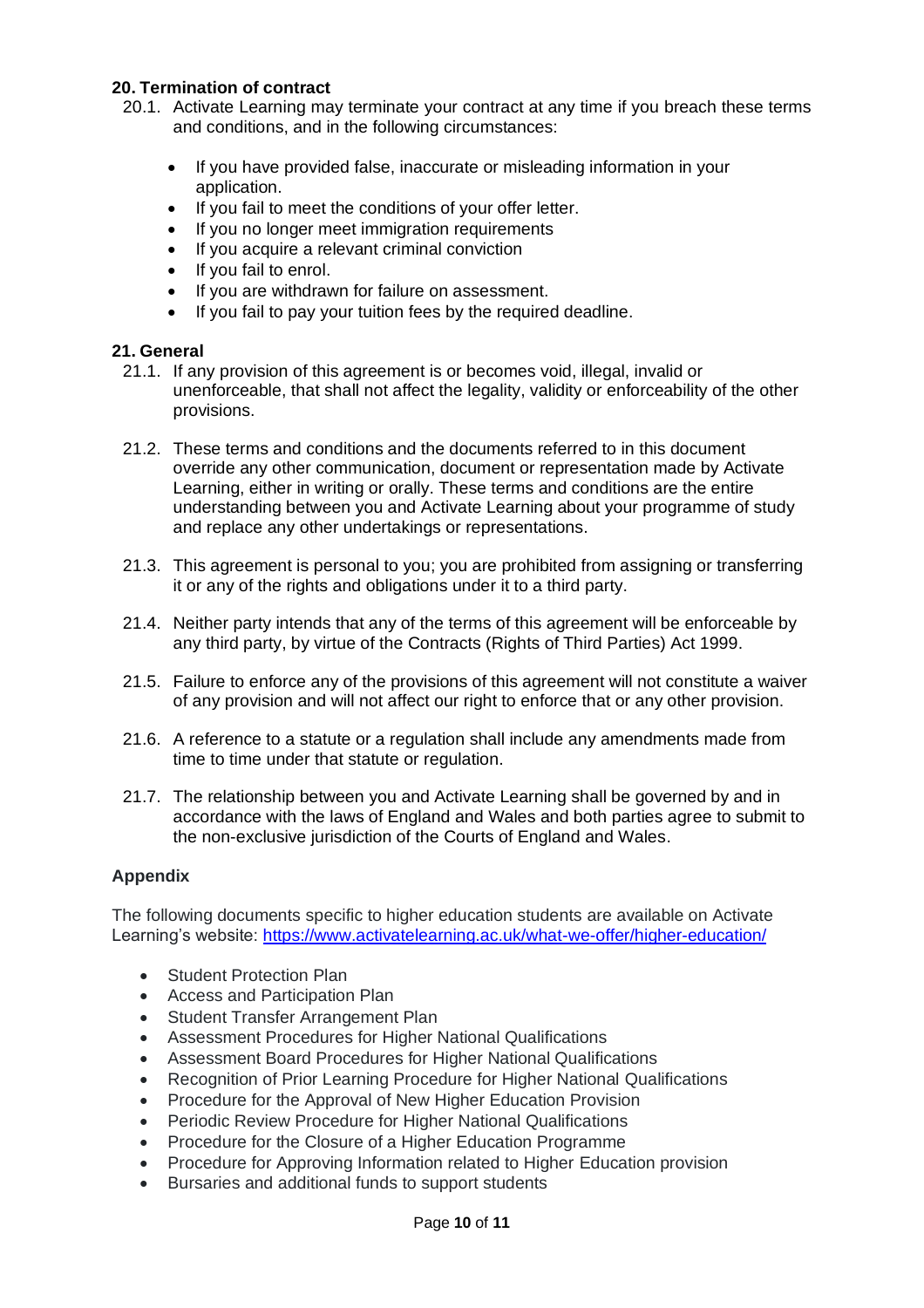## 20. Termination of contract

20.1. Activate Learning may terminate your contract at any time if you breach these terms and conditions, and in the following circumstances:

- If you have provided false, inaccurate or misleading information in your application.
- If you fail to meet the conditions of your offer letter.
- If you no longer meet immigration requirements
- If you acquire a relevant criminal conviction
- If you fail to enrol.
- If you are withdrawn for failure on assessment.
- If you fail to pay your tuition fees by the required deadline.

## 21. General

21.1. If any provision of this agreement is or becomes void, illegal, invalid or unenforceable, that shall not affect the legality, validity or enforceability of the other provisions.

21.2. These terms and conditions and the documents referred to in this document override any other communication, document or representation made by Activate Learning, either in writing or orally. These terms and conditions are the entire understanding between you and Activate Learning about your programme of study and replace any other undertakings or representations.

21.3. This agreement is personal to you; you are prohibited from assigning or transferring it or any of the rights and obligations under it to a third party.

21.4. Neither party intends that any of the terms of this agreement will be enforceable by any third party, by virtue of the Contracts (Rights of Third Parties) Act 1999.

21.5. Failure to enforce any of the provisions of this agreement will not constitute a waiver of any provision and will not affect our right to enforce that or any other provision.

21.6. A reference to a statute or a regulation shall include any amendments made from time to time under that statute or regulation.

21.7. The relationship between you and Activate Learning shall be governed by and in accordance with the laws of England and Wales and both parties agree to submit to the non-exclusive jurisdiction of the Courts of England and Wales.

## Appendix

The following documents specific to higher education students are available on Activate Learning's website: https://www.activatelearning.ac.uk/what-we-offer/higher-education/

- Student Protection Plan
- Access and Participation Plan
- Student Transfer Arrangement Plan
- Assessment Procedures for Higher National Qualifications
- Assessment Board Procedures for Higher National Qualifications
- Recognition of Prior Learning Procedure for Higher National Qualifications
- Procedure for the Approval of New Higher Education Provision
- Periodic Review Procedure for Higher National Qualifications
- Procedure for the Closure of a Higher Education Programme
- Procedure for Approving Information related to Higher Education provision
- Bursaries and additional funds to support students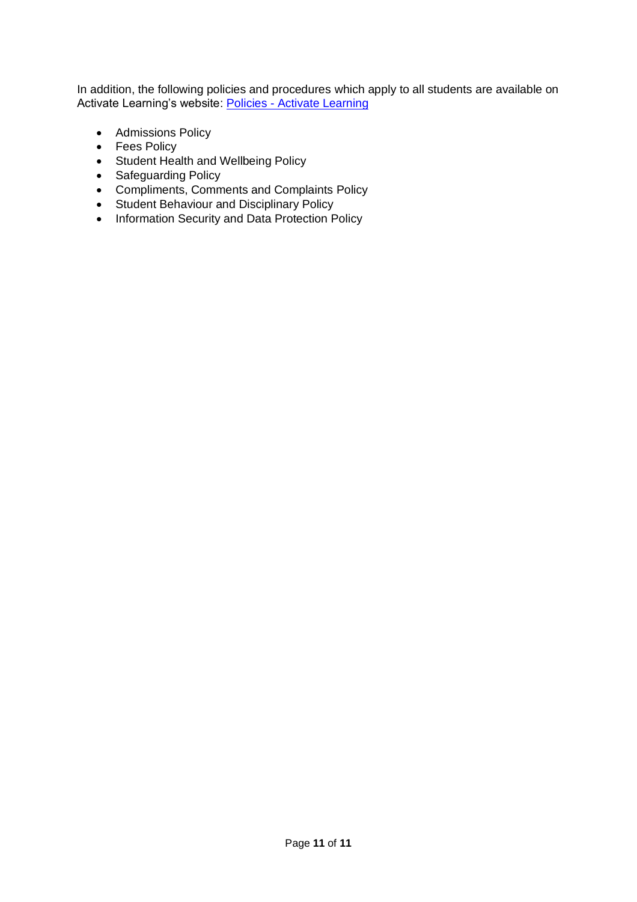In addition, the following policies and procedures which apply to all students are available on Activate Learning's website: [Policies - Activate Learning]

- Admissions Policy
- Fees Policy
- Student Health and Wellbeing Policy
- Safeguarding Policy
- Compliments, Comments and Complaints Policy
- Student Behaviour and Disciplinary Policy
- Information Security and Data Protection Policy